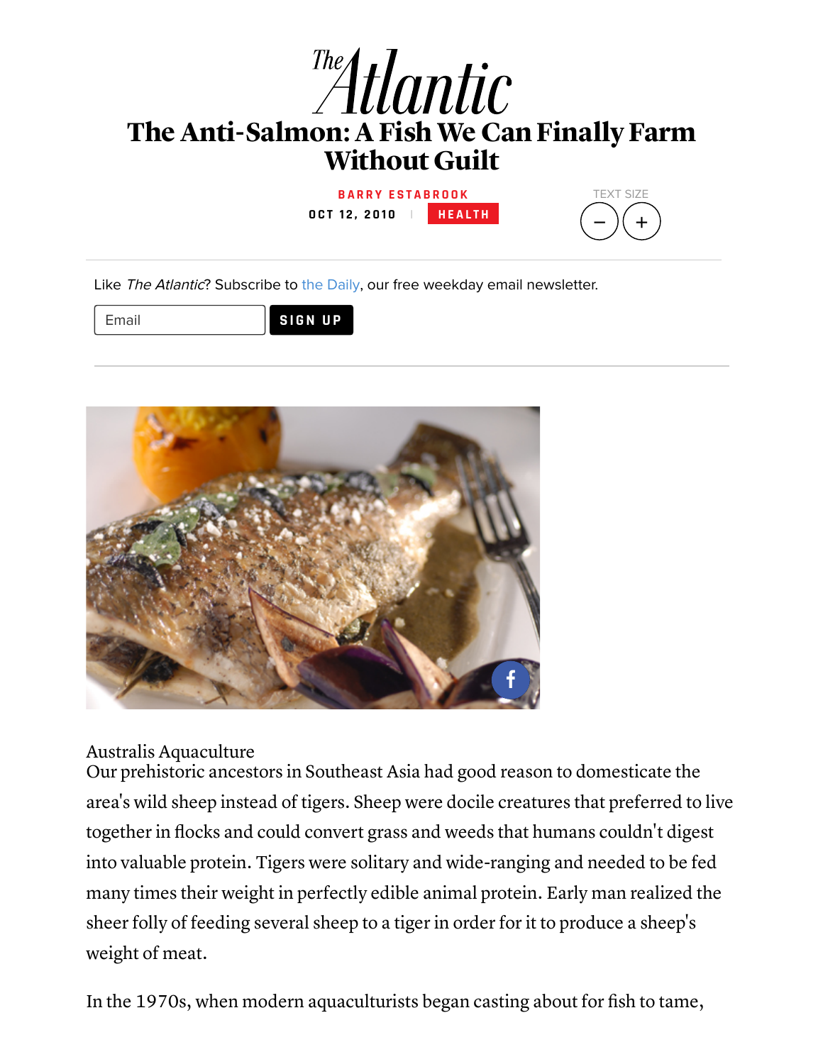# The Anti-Salmon: A Fish We Can Finally Farm Without Guilt

BARRY ESTABROOK

OCT 12, 2010 | HEALTH

Like *The Atlantic*? Subscribe to the Daily, our free weekday email newsletter.

Australis Aquaculture

Our prehistoric ancestors in Southeast Asia had good reason to domesticate the area's wild sheep instead of tigers. Sheep were docile creatures that preferred to live together in flocks and could convert grass and weeds that humans couldn't digest into valuable protein. Tigers were solitary and wide-ranging and needed to be fed many times their weight in perfectly edible animal protein. Early man realized the sheer folly of feeding several sheep to a tiger in order for it to produce a sheep's weight of meat.

In the 1970s, when modern aquaculturists began casting about for fish to tame,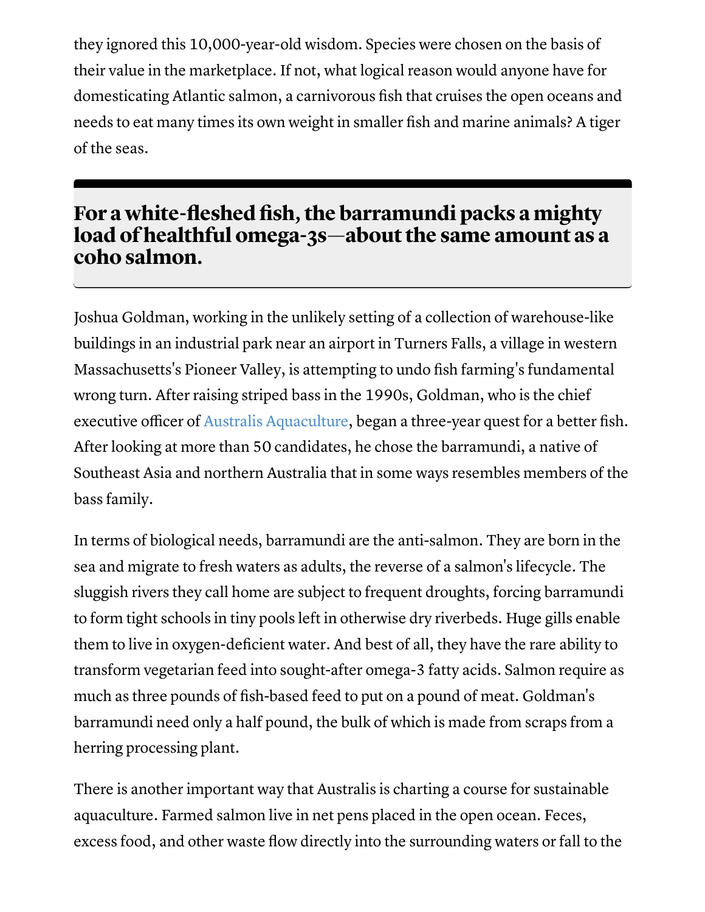they ignored this 10,000-year-old wisdom. Species were chosen on the basis of their value in the marketplace. If not, what logical reason would anyone have for domesticating Atlantic salmon, a carnivorous fish that cruises the open oceans and needs to eat many times its own weight in smaller fish and marine animals? A tiger of the seas.

> **For a white-fleshed fish, the barramundi packs a mighty load of healthful omega-3s—about the same amount as a coho salmon.**

Joshua Goldman, working in the unlikely setting of a collection of warehouse-like buildings in an industrial park near an airport in Turners Falls, a village in western Massachusetts's Pioneer Valley, is attempting to undo fish farming's fundamental wrong turn. After raising striped bass in the 1990s, Goldman, who is the chief executive officer of Australis Aquaculture, began a three-year quest for a better fish. After looking at more than 50 candidates, he chose the barramundi, a native of Southeast Asia and northern Australia that in some ways resembles members of the bass family.

In terms of biological needs, barramundi are the anti-salmon. They are born in the sea and migrate to fresh waters as adults, the reverse of a salmon's lifecycle. The sluggish rivers they call home are subject to frequent droughts, forcing barramundi to form tight schools in tiny pools left in otherwise dry riverbeds. Huge gills enable them to live in oxygen-deficient water. And best of all, they have the rare ability to transform vegetarian feed into sought-after omega-3 fatty acids. Salmon require as much as three pounds of fish-based feed to put on a pound of meat. Goldman's barramundi need only a half pound, the bulk of which is made from scraps from a herring processing plant.

There is another important way that Australis is charting a course for sustainable aquaculture. Farmed salmon live in net pens placed in the open ocean. Feces, excess food, and other waste flow directly into the surrounding waters or fall to the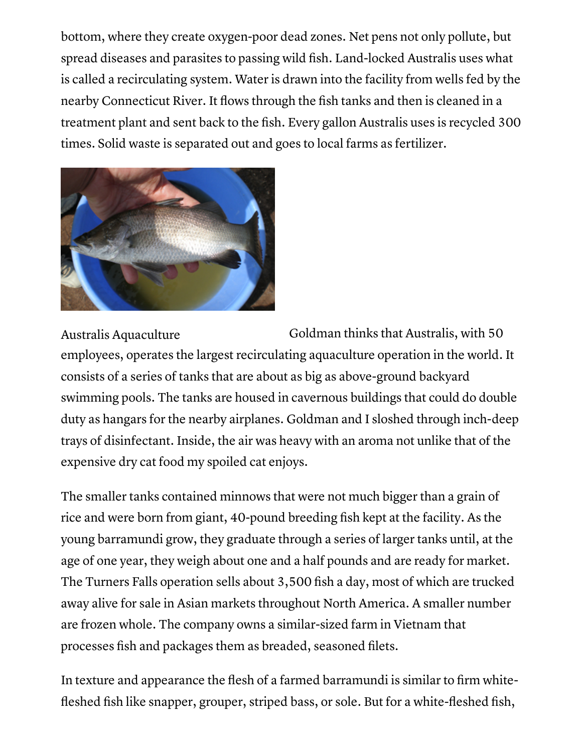bottom, where they create oxygen-poor dead zones. Net pens not only pollute, but spread diseases and parasites to passing wild fish. Land-locked Australis uses what is called a recirculating system. Water is drawn into the facility from wells fed by the nearby Connecticut River. It flows through the fish tanks and then is cleaned in a treatment plant and sent back to the fish. Every gallon Australis uses is recycled 300 times. Solid waste is separated out and goes to local farms as fertilizer.

Australis Aquaculture

Goldman thinks that Australis, with 50 employees, operates the largest recirculating aquaculture operation in the world. It consists of a series of tanks that are about as big as above-ground backyard swimming pools. The tanks are housed in cavernous buildings that could do double duty as hangars for the nearby airplanes. Goldman and I sloshed through inch-deep trays of disinfectant. Inside, the air was heavy with an aroma not unlike that of the expensive dry cat food my spoiled cat enjoys.

The smaller tanks contained minnows that were not much bigger than a grain of rice and were born from giant, 40-pound breeding fish kept at the facility. As the young barramundi grow, they graduate through a series of larger tanks until, at the age of one year, they weigh about one and a half pounds and are ready for market. The Turners Falls operation sells about 3,500 fish a day, most of which are trucked away alive for sale in Asian markets throughout North America. A smaller number are frozen whole. The company owns a similar-sized farm in Vietnam that processes fish and packages them as breaded, seasoned filets.

In texture and appearance the flesh of a farmed barramundi is similar to firm white-fleshed fish like snapper, grouper, striped bass, or sole. But for a white-fleshed fish,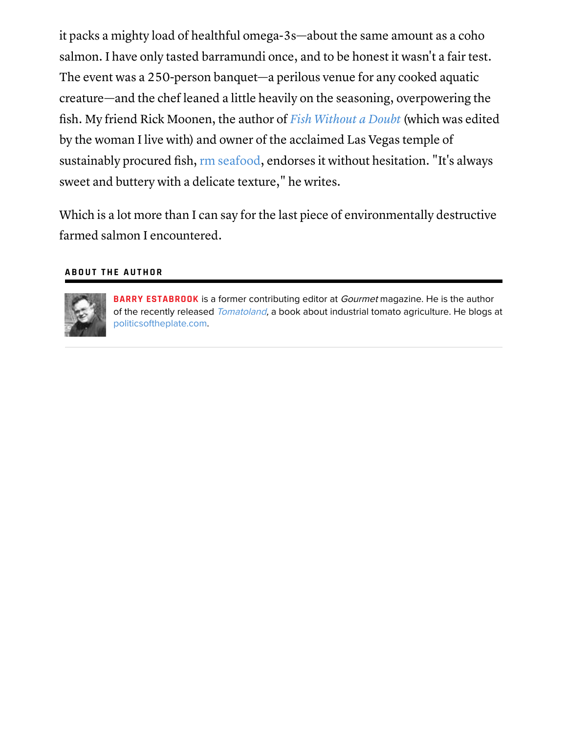it packs a mighty load of healthful omega-3s—about the same amount as a coho salmon. I have only tasted barramundi once, and to be honest it wasn't a fair test. The event was a 250-person banquet—a perilous venue for any cooked aquatic creature—and the chef leaned a little heavily on the seasoning, overpowering the fish. My friend Rick Moonen, the author of *Fish Without a Doubt* (which was edited by the woman I live with) and owner of the acclaimed Las Vegas temple of sustainably procured fish, rm seafood, endorses it without hesitation. "It's always sweet and buttery with a delicate texture," he writes.

Which is a lot more than I can say for the last piece of environmentally destructive farmed salmon I encountered.

## ABOUT THE AUTHOR

**BARRY ESTABROOK** is a former contributing editor at *Gourmet* magazine. He is the author of the recently released *Tomatoland*, a book about industrial tomato agriculture. He blogs at politicsoftheplate.com.